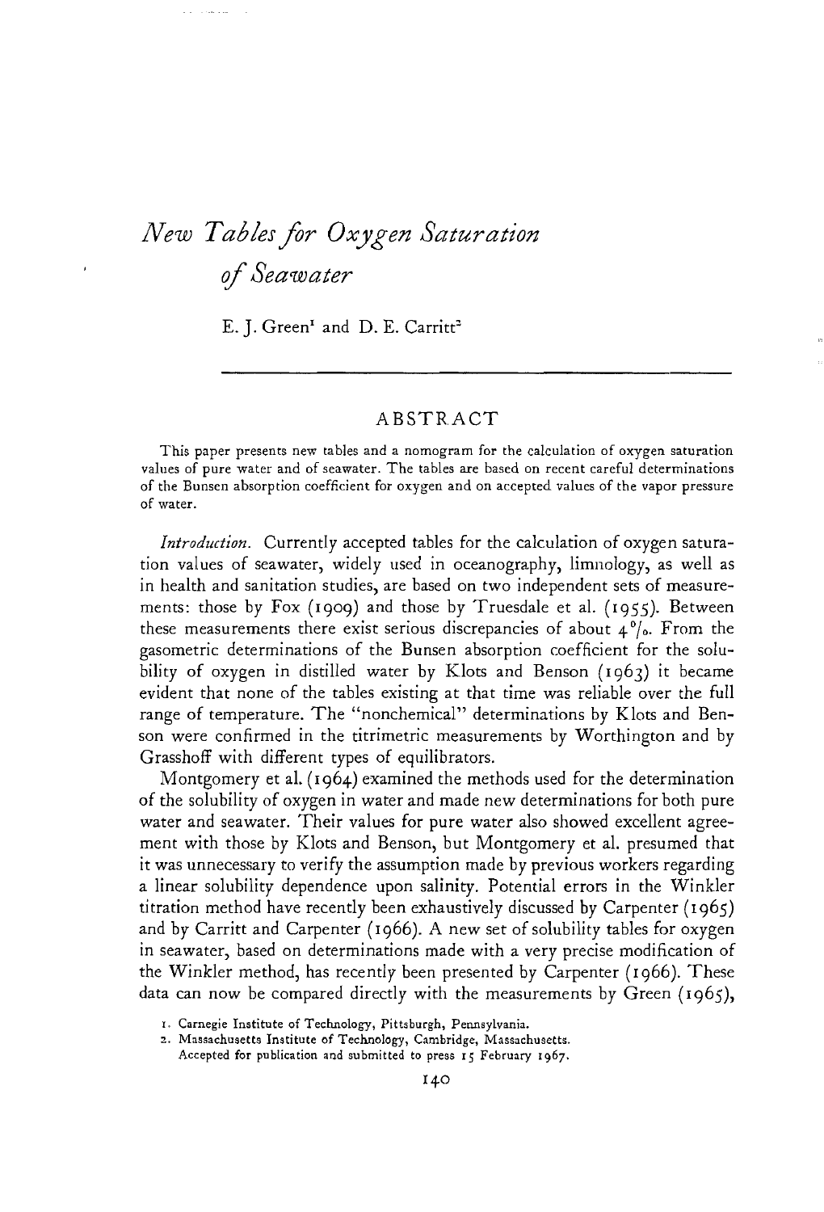# *New Tables for Oxygen Saturation of Seawater*

E. J. Green[1] and D. E. Carritt[2]

## ABSTRACT

This paper presents new tables and a nomogram for the calculation of oxygen saturation values of pure water and of seawater. The tables are based on recent careful determinations of the Bunsen absorption coefficient for oxygen and on accepted values of the vapor pressure of water.

*Introduction.* Currently accepted tables for the calculation of oxygen saturation values of seawater, widely used in oceanography, limnology, as well as in health and sanitation studies, are based on two independent sets of measurements: those by Fox (1909) and those by Truesdale et al. (1955). Between these measurements there exist serious discrepancies of about 4‰. From the gasometric determinations of the Bunsen absorption coefficient for the solubility of oxygen in distilled water by Klots and Benson (1963) it became evident that none of the tables existing at that time was reliable over the full range of temperature. The "nonchemical" determinations by Klots and Benson were confirmed in the titrimetric measurements by Worthington and by Grasshoff with different types of equilibrators.

Montgomery et al. (1964) examined the methods used for the determination of the solubility of oxygen in water and made new determinations for both pure water and seawater. Their values for pure water also showed excellent agreement with those by Klots and Benson, but Montgomery et al. presumed that it was unnecessary to verify the assumption made by previous workers regarding a linear solubility dependence upon salinity. Potential errors in the Winkler titration method have recently been exhaustively discussed by Carpenter (1965) and by Carritt and Carpenter (1966). A new set of solubility tables for oxygen in seawater, based on determinations made with a very precise modification of the Winkler method, has recently been presented by Carpenter (1966). These data can now be compared directly with the measurements by Green (1965),

1. Carnegie Institute of Technology, Pittsburgh, Pennsylvania.
2. Massachusetts Institute of Technology, Cambridge, Massachusetts.
Accepted for publication and submitted to press 15 February 1967.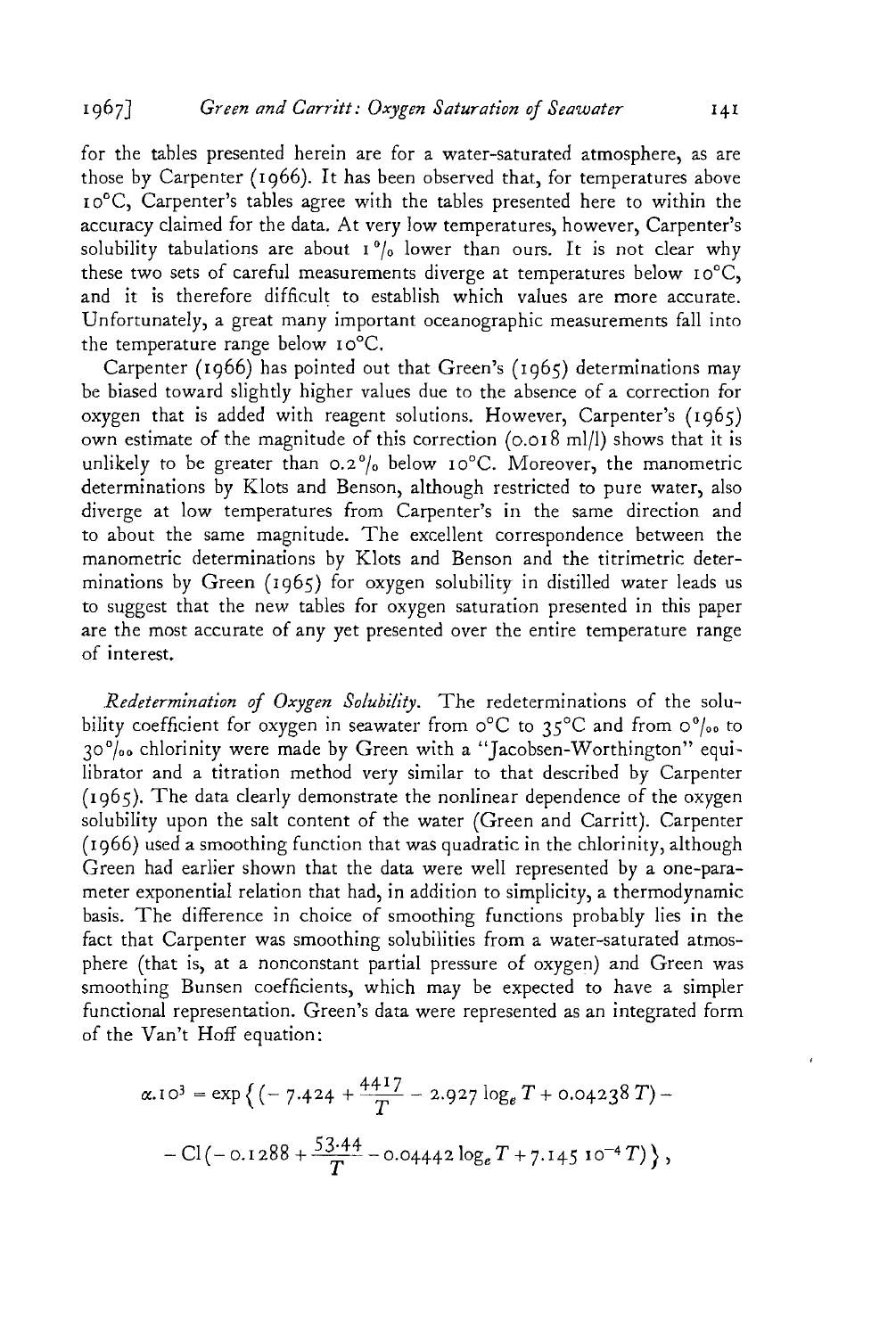for the tables presented herein are for a water-saturated atmosphere, as are those by Carpenter (1966). It has been observed that, for temperatures above 10°C, Carpenter's tables agree with the tables presented here to within the accuracy claimed for the data. At very low temperatures, however, Carpenter's solubility tabulations are about 1% lower than ours. It is not clear why these two sets of careful measurements diverge at temperatures below 10°C, and it is therefore difficult to establish which values are more accurate. Unfortunately, a great many important oceanographic measurements fall into the temperature range below 10°C.

Carpenter (1966) has pointed out that Green's (1965) determinations may be biased toward slightly higher values due to the absence of a correction for oxygen that is added with reagent solutions. However, Carpenter's (1965) own estimate of the magnitude of this correction (0.018 ml/l) shows that it is unlikely to be greater than 0.2% below 10°C. Moreover, the manometric determinations by Klots and Benson, although restricted to pure water, also diverge at low temperatures from Carpenter's in the same direction and to about the same magnitude. The excellent correspondence between the manometric determinations by Klots and Benson and the titrimetric determinations by Green (1965) for oxygen solubility in distilled water leads us to suggest that the new tables for oxygen saturation presented in this paper are the most accurate of any yet presented over the entire temperature range of interest.

*Redetermination of Oxygen Solubility.* The redeterminations of the solubility coefficient for oxygen in seawater from 0°C to 35°C and from 0‰ to 30‰ chlorinity were made by Green with a "Jacobsen-Worthington" equilibrator and a titration method very similar to that described by Carpenter (1965). The data clearly demonstrate the nonlinear dependence of the oxygen solubility upon the salt content of the water (Green and Carritt). Carpenter (1966) used a smoothing function that was quadratic in the chlorinity, although Green had earlier shown that the data were well represented by a one-parameter exponential relation that had, in addition to simplicity, a thermodynamic basis. The difference in choice of smoothing functions probably lies in the fact that Carpenter was smoothing solubilities from a water-saturated atmosphere (that is, at a nonconstant partial pressure of oxygen) and Green was smoothing Bunsen coefficients, which may be expected to have a simpler functional representation. Green's data were represented as an integrated form of the Van't Hoff equation:

$$\alpha . 10^3 = \exp\left\{ \left(-7.424 + \frac{4417}{T} - 2.927 \log_e T + 0.04238\, T\right) - \right.$$
$$\left. - \mathrm{Cl}\left(-0.1288 + \frac{53.44}{T} - 0.04442 \log_e T + 7.145\; 10^{-4}\, T\right)\right\},$$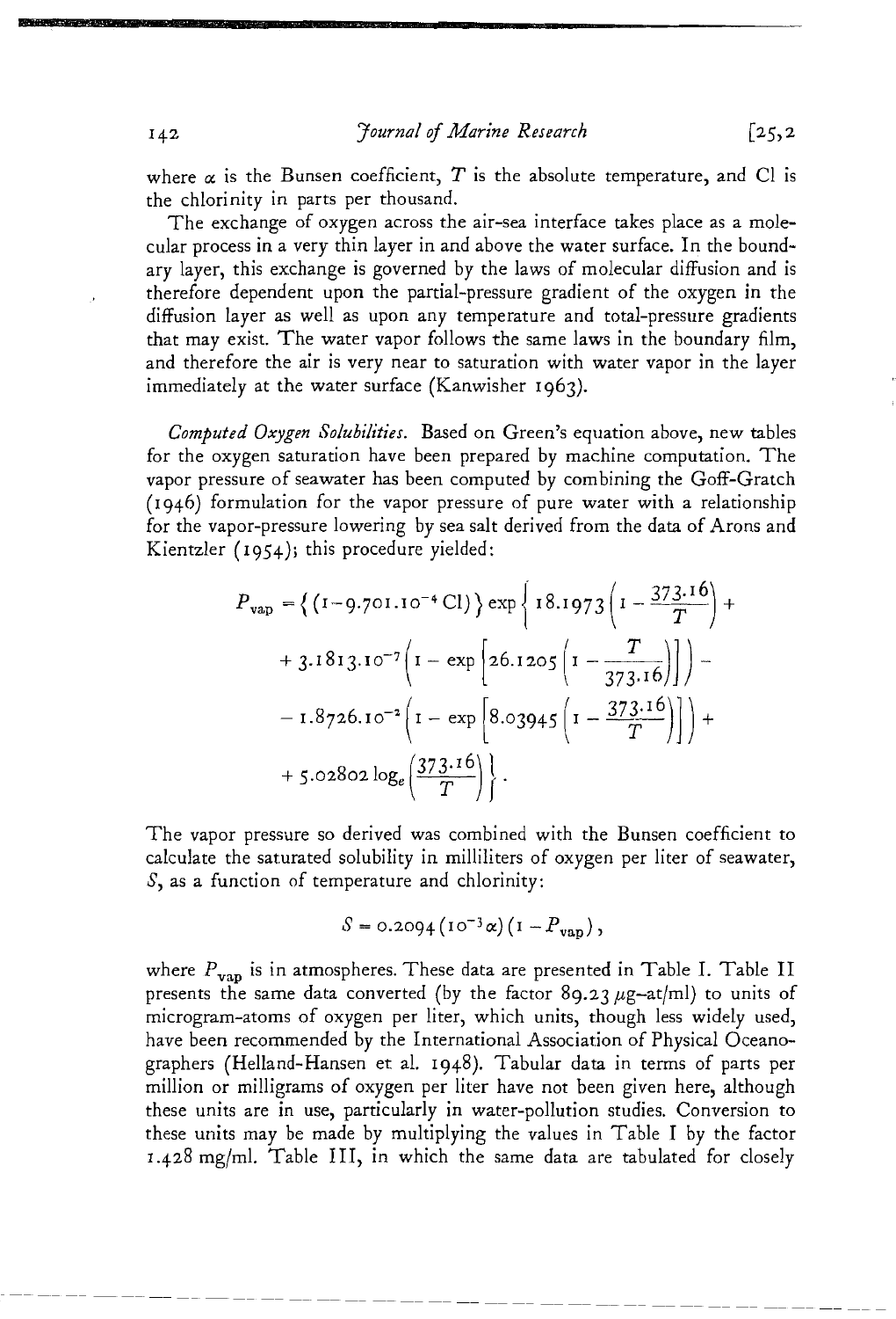where $\alpha$ is the Bunsen coefficient, $T$ is the absolute temperature, and Cl is the chlorinity in parts per thousand.

The exchange of oxygen across the air-sea interface takes place as a molecular process in a very thin layer in and above the water surface. In the boundary layer, this exchange is governed by the laws of molecular diffusion and is therefore dependent upon the partial-pressure gradient of the oxygen in the diffusion layer as well as upon any temperature and total-pressure gradients that may exist. The water vapor follows the same laws in the boundary film, and therefore the air is very near to saturation with water vapor in the layer immediately at the water surface (Kanwisher 1963).

*Computed Oxygen Solubilities.* Based on Green's equation above, new tables for the oxygen saturation have been prepared by machine computation. The vapor pressure of seawater has been computed by combining the Goff-Gratch (1946) formulation for the vapor pressure of pure water with a relationship for the vapor-pressure lowering by sea salt derived from the data of Arons and Kientzler (1954); this procedure yielded:

$$P_{\text{vap}} = \{(1 - 9.701 \cdot 10^{-4}\,\text{Cl})\} \exp\left\{18.1973\left(1 - \frac{373.16}{T}\right) + \right.$$
$$+ 3.1813 \cdot 10^{-7}\left(1 - \exp\left[26.1205\left(1 - \frac{T}{373.16}\right)\right]\right) -$$
$$- 1.8726 \cdot 10^{-2}\left(1 - \exp\left[8.03945\left(1 - \frac{373.16}{T}\right)\right]\right) +$$
$$\left. + 5.02802 \log_e\left(\frac{373.16}{T}\right)\right\}.$$

The vapor pressure so derived was combined with the Bunsen coefficient to calculate the saturated solubility in milliliters of oxygen per liter of seawater, $S$, as a function of temperature and chlorinity:

$$S = 0.2094\,(10^{-3}\alpha)\,(1 - P_{\text{vap}}),$$

where $P_{\text{vap}}$ is in atmospheres. These data are presented in Table I. Table II presents the same data converted (by the factor 89.23 $\mu$g-at/ml) to units of microgram-atoms of oxygen per liter, which units, though less widely used, have been recommended by the International Association of Physical Oceanographers (Helland-Hansen et al. 1948). Tabular data in terms of parts per million or milligrams of oxygen per liter have not been given here, although these units are in use, particularly in water-pollution studies. Conversion to these units may be made by multiplying the values in Table I by the factor 1.428 mg/ml. Table III, in which the same data are tabulated for closely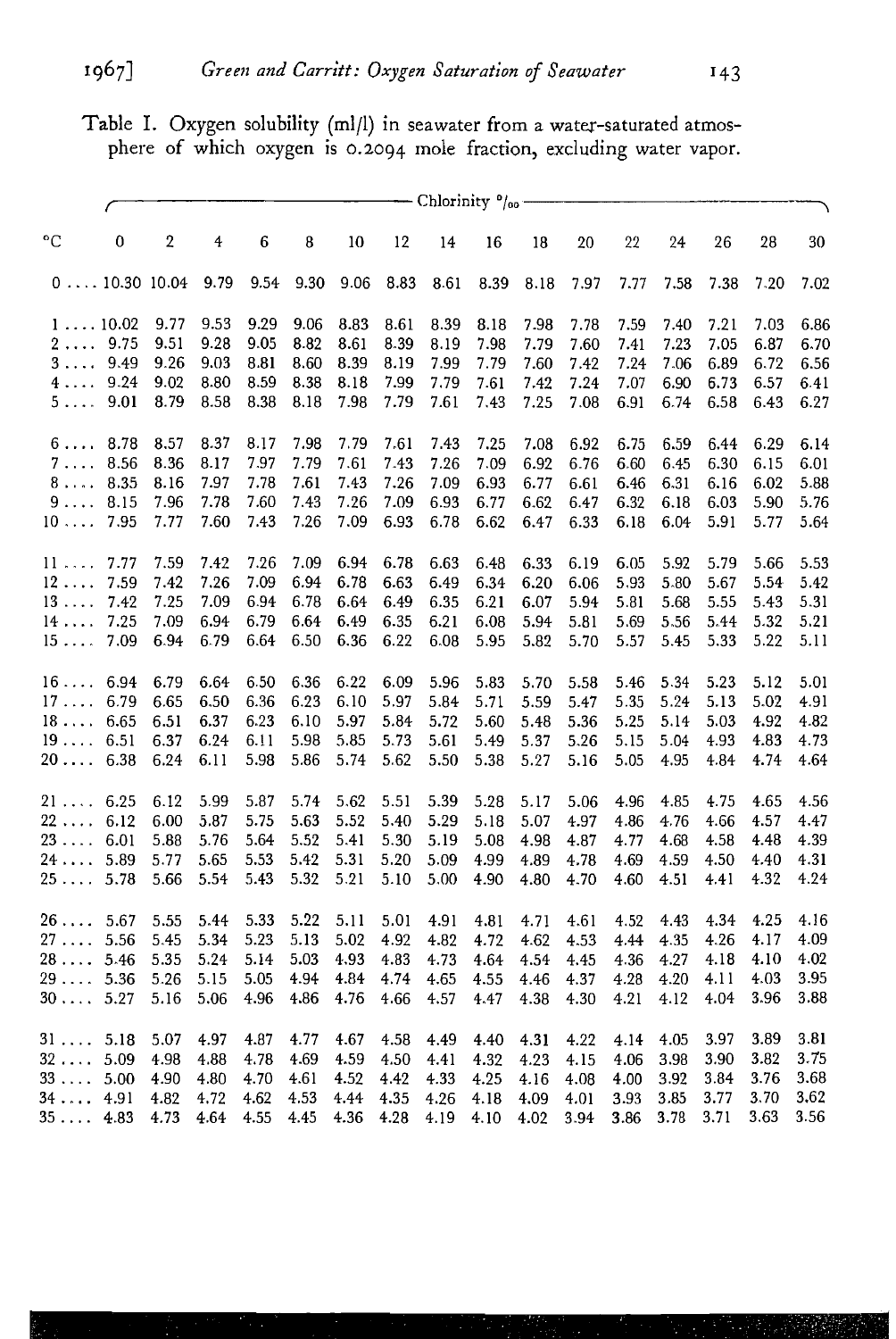Table I. Oxygen solubility (ml/l) in seawater from a water-saturated atmosphere of which oxygen is 0.2094 mole fraction, excluding water vapor.

| °C | Chlorinity ‰ | | | | | | | | | | | | | | | |
|---|---|---|---|---|---|---|---|---|---|---|---|---|---|---|---|---|
| | 0 | 2 | 4 | 6 | 8 | 10 | 12 | 14 | 16 | 18 | 20 | 22 | 24 | 26 | 28 | 30 |
| 0 | 10.30 | 10.04 | 9.79 | 9.54 | 9.30 | 9.06 | 8.83 | 8.61 | 8.39 | 8.18 | 7.97 | 7.77 | 7.58 | 7.38 | 7.20 | 7.02 |
| 1 | 10.02 | 9.77 | 9.53 | 9.29 | 9.06 | 8.83 | 8.61 | 8.39 | 8.18 | 7.98 | 7.78 | 7.59 | 7.40 | 7.21 | 7.03 | 6.86 |
| 2 | 9.75 | 9.51 | 9.28 | 9.05 | 8.82 | 8.61 | 8.39 | 8.19 | 7.98 | 7.79 | 7.60 | 7.41 | 7.23 | 7.05 | 6.87 | 6.70 |
| 3 | 9.49 | 9.26 | 9.03 | 8.81 | 8.60 | 8.39 | 8.19 | 7.99 | 7.79 | 7.60 | 7.42 | 7.24 | 7.06 | 6.89 | 6.72 | 6.56 |
| 4 | 9.24 | 9.02 | 8.80 | 8.59 | 8.38 | 8.18 | 7.99 | 7.79 | 7.61 | 7.42 | 7.24 | 7.07 | 6.90 | 6.73 | 6.57 | 6.41 |
| 5 | 9.01 | 8.79 | 8.58 | 8.38 | 8.18 | 7.98 | 7.79 | 7.61 | 7.43 | 7.25 | 7.08 | 6.91 | 6.74 | 6.58 | 6.43 | 6.27 |
| 6 | 8.78 | 8.57 | 8.37 | 8.17 | 7.98 | 7.79 | 7.61 | 7.43 | 7.25 | 7.08 | 6.92 | 6.75 | 6.59 | 6.44 | 6.29 | 6.14 |
| 7 | 8.56 | 8.36 | 8.17 | 7.97 | 7.79 | 7.61 | 7.43 | 7.26 | 7.09 | 6.92 | 6.76 | 6.60 | 6.45 | 6.30 | 6.15 | 6.01 |
| 8 | 8.35 | 8.16 | 7.97 | 7.78 | 7.61 | 7.43 | 7.26 | 7.09 | 6.93 | 6.77 | 6.61 | 6.46 | 6.31 | 6.16 | 6.02 | 5.88 |
| 9 | 8.15 | 7.96 | 7.78 | 7.60 | 7.43 | 7.26 | 7.09 | 6.93 | 6.77 | 6.62 | 6.47 | 6.32 | 6.18 | 6.03 | 5.90 | 5.76 |
| 10 | 7.95 | 7.77 | 7.60 | 7.43 | 7.26 | 7.09 | 6.93 | 6.78 | 6.62 | 6.47 | 6.33 | 6.18 | 6.04 | 5.91 | 5.77 | 5.64 |
| 11 | 7.77 | 7.59 | 7.42 | 7.26 | 7.09 | 6.94 | 6.78 | 6.63 | 6.48 | 6.33 | 6.19 | 6.05 | 5.92 | 5.79 | 5.66 | 5.53 |
| 12 | 7.59 | 7.42 | 7.26 | 7.09 | 6.94 | 6.78 | 6.63 | 6.49 | 6.34 | 6.20 | 6.06 | 5.93 | 5.80 | 5.67 | 5.54 | 5.42 |
| 13 | 7.42 | 7.25 | 7.09 | 6.94 | 6.78 | 6.64 | 6.49 | 6.35 | 6.21 | 6.07 | 5.94 | 5.81 | 5.68 | 5.55 | 5.43 | 5.31 |
| 14 | 7.25 | 7.09 | 6.94 | 6.79 | 6.64 | 6.49 | 6.35 | 6.21 | 6.08 | 5.94 | 5.81 | 5.69 | 5.56 | 5.44 | 5.32 | 5.21 |
| 15 | 7.09 | 6.94 | 6.79 | 6.64 | 6.50 | 6.36 | 6.22 | 6.08 | 5.95 | 5.82 | 5.70 | 5.57 | 5.45 | 5.33 | 5.22 | 5.11 |
| 16 | 6.94 | 6.79 | 6.64 | 6.50 | 6.36 | 6.22 | 6.09 | 5.96 | 5.83 | 5.70 | 5.58 | 5.46 | 5.34 | 5.23 | 5.12 | 5.01 |
| 17 | 6.79 | 6.65 | 6.50 | 6.36 | 6.23 | 6.10 | 5.97 | 5.84 | 5.71 | 5.59 | 5.47 | 5.35 | 5.24 | 5.13 | 5.02 | 4.91 |
| 18 | 6.65 | 6.51 | 6.37 | 6.23 | 6.10 | 5.97 | 5.84 | 5.72 | 5.60 | 5.48 | 5.36 | 5.25 | 5.14 | 5.03 | 4.92 | 4.82 |
| 19 | 6.51 | 6.37 | 6.24 | 6.11 | 5.98 | 5.85 | 5.73 | 5.61 | 5.49 | 5.37 | 5.26 | 5.15 | 5.04 | 4.93 | 4.83 | 4.73 |
| 20 | 6.38 | 6.24 | 6.11 | 5.98 | 5.86 | 5.74 | 5.62 | 5.50 | 5.38 | 5.27 | 5.16 | 5.05 | 4.95 | 4.84 | 4.74 | 4.64 |
| 21 | 6.25 | 6.12 | 5.99 | 5.87 | 5.74 | 5.62 | 5.51 | 5.39 | 5.28 | 5.17 | 5.06 | 4.96 | 4.85 | 4.75 | 4.65 | 4.56 |
| 22 | 6.12 | 6.00 | 5.87 | 5.75 | 5.63 | 5.52 | 5.40 | 5.29 | 5.18 | 5.07 | 4.97 | 4.86 | 4.76 | 4.66 | 4.57 | 4.47 |
| 23 | 6.01 | 5.88 | 5.76 | 5.64 | 5.52 | 5.41 | 5.30 | 5.19 | 5.08 | 4.98 | 4.87 | 4.77 | 4.68 | 4.58 | 4.48 | 4.39 |
| 24 | 5.89 | 5.77 | 5.65 | 5.53 | 5.42 | 5.31 | 5.20 | 5.09 | 4.99 | 4.89 | 4.78 | 4.69 | 4.59 | 4.50 | 4.40 | 4.31 |
| 25 | 5.78 | 5.66 | 5.54 | 5.43 | 5.32 | 5.21 | 5.10 | 5.00 | 4.90 | 4.80 | 4.70 | 4.60 | 4.51 | 4.41 | 4.32 | 4.24 |
| 26 | 5.67 | 5.55 | 5.44 | 5.33 | 5.22 | 5.11 | 5.01 | 4.91 | 4.81 | 4.71 | 4.61 | 4.52 | 4.43 | 4.34 | 4.25 | 4.16 |
| 27 | 5.56 | 5.45 | 5.34 | 5.23 | 5.13 | 5.02 | 4.92 | 4.82 | 4.72 | 4.62 | 4.53 | 4.44 | 4.35 | 4.26 | 4.17 | 4.09 |
| 28 | 5.46 | 5.35 | 5.24 | 5.14 | 5.03 | 4.93 | 4.83 | 4.73 | 4.64 | 4.54 | 4.45 | 4.36 | 4.27 | 4.18 | 4.10 | 4.02 |
| 29 | 5.36 | 5.26 | 5.15 | 5.05 | 4.94 | 4.84 | 4.74 | 4.65 | 4.55 | 4.46 | 4.37 | 4.28 | 4.20 | 4.11 | 4.03 | 3.95 |
| 30 | 5.27 | 5.16 | 5.06 | 4.96 | 4.86 | 4.76 | 4.66 | 4.57 | 4.47 | 4.38 | 4.30 | 4.21 | 4.12 | 4.04 | 3.96 | 3.88 |
| 31 | 5.18 | 5.07 | 4.97 | 4.87 | 4.77 | 4.67 | 4.58 | 4.49 | 4.40 | 4.31 | 4.22 | 4.14 | 4.05 | 3.97 | 3.89 | 3.81 |
| 32 | 5.09 | 4.98 | 4.88 | 4.78 | 4.69 | 4.59 | 4.50 | 4.41 | 4.32 | 4.23 | 4.15 | 4.06 | 3.98 | 3.90 | 3.82 | 3.75 |
| 33 | 5.00 | 4.90 | 4.80 | 4.70 | 4.61 | 4.52 | 4.42 | 4.33 | 4.25 | 4.16 | 4.08 | 4.00 | 3.92 | 3.84 | 3.76 | 3.68 |
| 34 | 4.91 | 4.82 | 4.72 | 4.62 | 4.53 | 4.44 | 4.35 | 4.26 | 4.18 | 4.09 | 4.01 | 3.93 | 3.85 | 3.77 | 3.70 | 3.62 |
| 35 | 4.83 | 4.73 | 4.64 | 4.55 | 4.45 | 4.36 | 4.28 | 4.19 | 4.10 | 4.02 | 3.94 | 3.86 | 3.78 | 3.71 | 3.63 | 3.56 |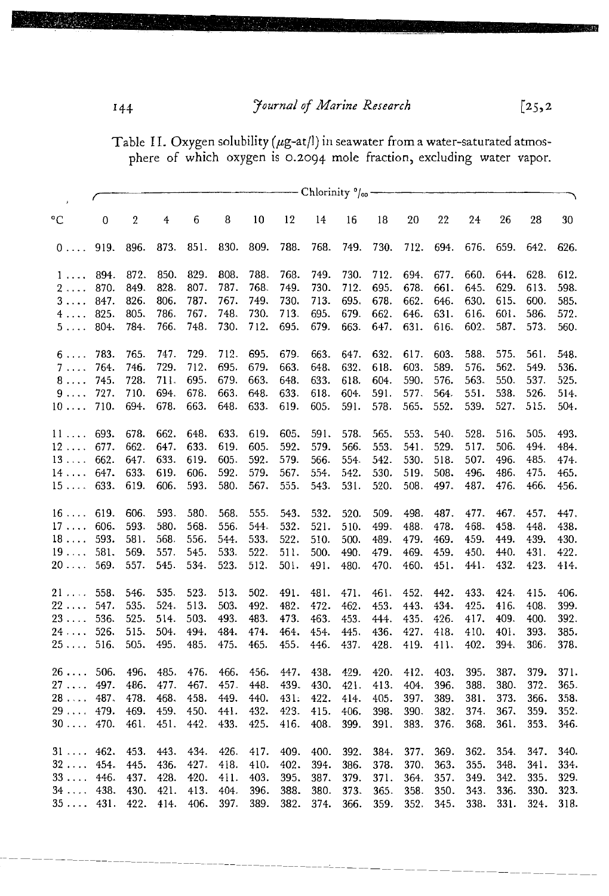Table II. Oxygen solubility ($\mu$g-at/l) in seawater from a water-saturated atmosphere of which oxygen is 0.2094 mole fraction, excluding water vapor.

| | Chlorinity ‰ | | | | | | | | | | | | | | | |
|---|---|---|---|---|---|---|---|---|---|---|---|---|---|---|---|---|
| °C | 0 | 2 | 4 | 6 | 8 | 10 | 12 | 14 | 16 | 18 | 20 | 22 | 24 | 26 | 28 | 30 |
| 0 .... | 919. | 896. | 873. | 851. | 830. | 809. | 788. | 768. | 749. | 730. | 712. | 694. | 676. | 659. | 642. | 626. |
| 1 .... | 894. | 872. | 850. | 829. | 808. | 788. | 768. | 749. | 730. | 712. | 694. | 677. | 660. | 644. | 628. | 612. |
| 2 .... | 870. | 849. | 828. | 807. | 787. | 768. | 749. | 730. | 712. | 695. | 678. | 661. | 645. | 629. | 613. | 598. |
| 3 .... | 847. | 826. | 806. | 787. | 767. | 749. | 730. | 713. | 695. | 678. | 662. | 646. | 630. | 615. | 600. | 585. |
| 4 .... | 825. | 805. | 786. | 767. | 748. | 730. | 713. | 695. | 679. | 662. | 646. | 631. | 616. | 601. | 586. | 572. |
| 5 .... | 804. | 784. | 766. | 748. | 730. | 712. | 695. | 679. | 663. | 647. | 631. | 616. | 602. | 587. | 573. | 560. |
| 6 .... | 783. | 765. | 747. | 729. | 712. | 695. | 679. | 663. | 647. | 632. | 617. | 603. | 588. | 575. | 561. | 548. |
| 7 .... | 764. | 746. | 729. | 712. | 695. | 679. | 663. | 648. | 632. | 618. | 603. | 589. | 576. | 562. | 549. | 536. |
| 8 .... | 745. | 728. | 711. | 695. | 679. | 663. | 648. | 633. | 618. | 604. | 590. | 576. | 563. | 550. | 537. | 525. |
| 9 .... | 727. | 710. | 694. | 678. | 663. | 648. | 633. | 618. | 604. | 591. | 577. | 564. | 551. | 538. | 526. | 514. |
| 10 .... | 710. | 694. | 678. | 663. | 648. | 633. | 619. | 605. | 591. | 578. | 565. | 552. | 539. | 527. | 515. | 504. |
| 11 .... | 693. | 678. | 662. | 648. | 633. | 619. | 605. | 591. | 578. | 565. | 553. | 540. | 528. | 516. | 505. | 493. |
| 12 .... | 677. | 662. | 647. | 633. | 619. | 605. | 592. | 579. | 566. | 553. | 541. | 529. | 517. | 506. | 494. | 484. |
| 13 .... | 662. | 647. | 633. | 619. | 605. | 592. | 579. | 566. | 554. | 542. | 530. | 518. | 507. | 496. | 485. | 474. |
| 14 .... | 647. | 633. | 619. | 606. | 592. | 579. | 567. | 554. | 542. | 530. | 519. | 508. | 496. | 486. | 475. | 465. |
| 15 .... | 633. | 619. | 606. | 593. | 580. | 567. | 555. | 543. | 531. | 520. | 508. | 497. | 487. | 476. | 466. | 456. |
| 16 .... | 619. | 606. | 593. | 580. | 568. | 555. | 543. | 532. | 520. | 509. | 498. | 487. | 477. | 467. | 457. | 447. |
| 17 .... | 606. | 593. | 580. | 568. | 556. | 544. | 532. | 521. | 510. | 499. | 488. | 478. | 468. | 458. | 448. | 438. |
| 18 .... | 593. | 581. | 568. | 556. | 544. | 533. | 522. | 510. | 500. | 489. | 479. | 469. | 459. | 449. | 439. | 430. |
| 19 .... | 581. | 569. | 557. | 545. | 533. | 522. | 511. | 500. | 490. | 479. | 469. | 459. | 450. | 440. | 431. | 422. |
| 20 .... | 569. | 557. | 545. | 534. | 523. | 512. | 501. | 491. | 480. | 470. | 460. | 451. | 441. | 432. | 423. | 414. |
| 21 .... | 558. | 546. | 535. | 523. | 513. | 502. | 491. | 481. | 471. | 461. | 452. | 442. | 433. | 424. | 415. | 406. |
| 22 .... | 547. | 535. | 524. | 513. | 503. | 492. | 482. | 472. | 462. | 453. | 443. | 434. | 425. | 416. | 408. | 399. |
| 23 .... | 536. | 525. | 514. | 503. | 493. | 483. | 473. | 463. | 453. | 444. | 435. | 426. | 417. | 409. | 400. | 392. |
| 24 .... | 526. | 515. | 504. | 494. | 484. | 474. | 464. | 454. | 445. | 436. | 427. | 418. | 410. | 401. | 393. | 385. |
| 25 .... | 516. | 505. | 495. | 485. | 475. | 465. | 455. | 446. | 437. | 428. | 419. | 411. | 402. | 394. | 386. | 378. |
| 26 .... | 506. | 496. | 485. | 476. | 466. | 456. | 447. | 438. | 429. | 420. | 412. | 403. | 395. | 387. | 379. | 371. |
| 27 .... | 497. | 486. | 477. | 467. | 457. | 448. | 439. | 430. | 421. | 413. | 404. | 396. | 388. | 380. | 372. | 365. |
| 28 .... | 487. | 478. | 468. | 458. | 449. | 440. | 431. | 422. | 414. | 405. | 397. | 389. | 381. | 373. | 366. | 358. |
| 29 .... | 479. | 469. | 459. | 450. | 441. | 432. | 423. | 415. | 406. | 398. | 390. | 382. | 374. | 367. | 359. | 352. |
| 30 .... | 470. | 461. | 451. | 442. | 433. | 425. | 416. | 408. | 399. | 391. | 383. | 376. | 368. | 361. | 353. | 346. |
| 31 .... | 462. | 453. | 443. | 434. | 426. | 417. | 409. | 400. | 392. | 384. | 377. | 369. | 362. | 354. | 347. | 340. |
| 32 .... | 454. | 445. | 436. | 427. | 418. | 410. | 402. | 394. | 386. | 378. | 370. | 363. | 355. | 348. | 341. | 334. |
| 33 .... | 446. | 437. | 428. | 420. | 411. | 403. | 395. | 387. | 379. | 371. | 364. | 357. | 349. | 342. | 335. | 329. |
| 34 .... | 438. | 430. | 421. | 413. | 404. | 396. | 388. | 380. | 373. | 365. | 358. | 350. | 343. | 336. | 330. | 323. |
| 35 .... | 431. | 422. | 414. | 406. | 397. | 389. | 382. | 374. | 366. | 359. | 352. | 345. | 338. | 331. | 324. | 318. |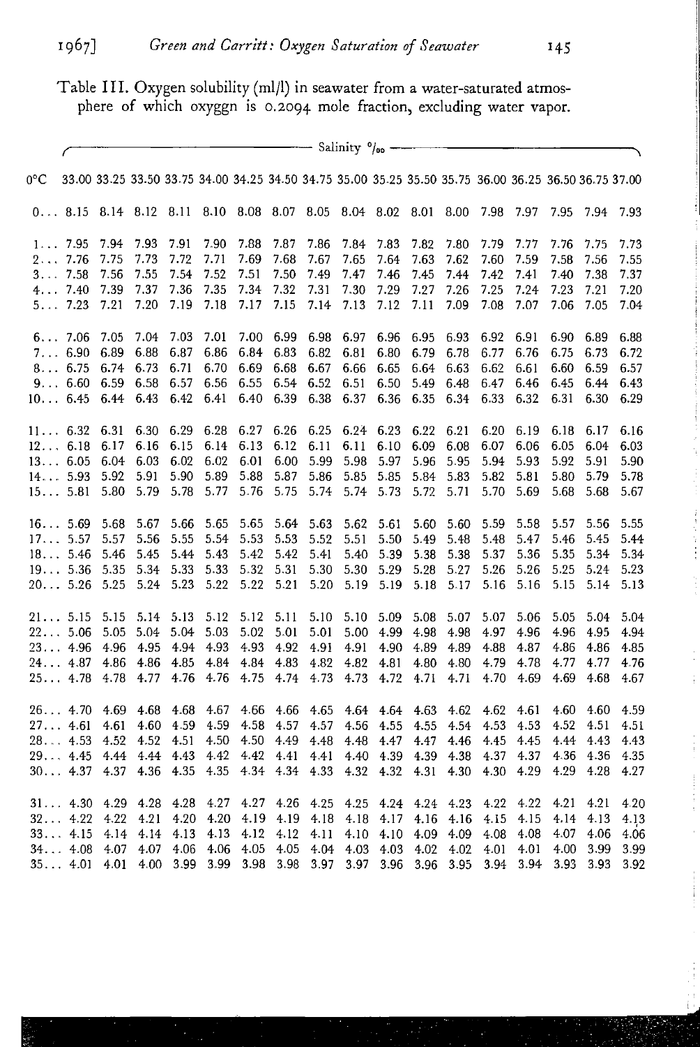Table III. Oxygen solubility (ml/l) in seawater from a water-saturated atmosphere of which oxyggn is 0.2094 mole fraction, excluding water vapor.

| 0°C | Salinity ‰ 33.00 | 33.25 | 33.50 | 33.75 | 34.00 | 34.25 | 34.50 | 34.75 | 35.00 | 35.25 | 35.50 | 35.75 | 36.00 | 36.25 | 36.50 | 36.75 | 37.00 |
|---|---|---|---|---|---|---|---|---|---|---|---|---|---|---|---|---|---|
| 0... | 8.15 | 8.14 | 8.12 | 8.11 | 8.10 | 8.08 | 8.07 | 8.05 | 8.04 | 8.02 | 8.01 | 8.00 | 7.98 | 7.97 | 7.95 | 7.94 | 7.93 |
| 1... | 7.95 | 7.94 | 7.93 | 7.91 | 7.90 | 7.88 | 7.87 | 7.86 | 7.84 | 7.83 | 7.82 | 7.80 | 7.79 | 7.77 | 7.76 | 7.75 | 7.73 |
| 2... | 7.76 | 7.75 | 7.73 | 7.72 | 7.71 | 7.69 | 7.68 | 7.67 | 7.65 | 7.64 | 7.63 | 7.62 | 7.60 | 7.59 | 7.58 | 7.56 | 7.55 |
| 3... | 7.58 | 7.56 | 7.55 | 7.54 | 7.52 | 7.51 | 7.50 | 7.49 | 7.47 | 7.46 | 7.45 | 7.44 | 7.42 | 7.41 | 7.40 | 7.38 | 7.37 |
| 4... | 7.40 | 7.39 | 7.37 | 7.36 | 7.35 | 7.34 | 7.32 | 7.31 | 7.30 | 7.29 | 7.27 | 7.26 | 7.25 | 7.24 | 7.23 | 7.21 | 7.20 |
| 5... | 7.23 | 7.21 | 7.20 | 7.19 | 7.18 | 7.17 | 7.15 | 7.14 | 7.13 | 7.12 | 7.11 | 7.09 | 7.08 | 7.07 | 7.06 | 7.05 | 7.04 |
| 6... | 7.06 | 7.05 | 7.04 | 7.03 | 7.01 | 7.00 | 6.99 | 6.98 | 6.97 | 6.96 | 6.95 | 6.93 | 6.92 | 6.91 | 6.90 | 6.89 | 6.88 |
| 7... | 6.90 | 6.89 | 6.88 | 6.87 | 6.86 | 6.84 | 6.83 | 6.82 | 6.81 | 6.80 | 6.79 | 6.78 | 6.77 | 6.76 | 6.75 | 6.73 | 6.72 |
| 8... | 6.75 | 6.74 | 6.73 | 6.71 | 6.70 | 6.69 | 6.68 | 6.67 | 6.66 | 6.65 | 6.64 | 6.63 | 6.62 | 6.61 | 6.60 | 6.59 | 6.57 |
| 9... | 6.60 | 6.59 | 6.58 | 6.57 | 6.56 | 6.55 | 6.54 | 6.52 | 6.51 | 6.50 | 5.49 | 6.48 | 6.47 | 6.46 | 6.45 | 6.44 | 6.43 |
| 10... | 6.45 | 6.44 | 6.43 | 6.42 | 6.41 | 6.40 | 6.39 | 6.38 | 6.37 | 6.36 | 6.35 | 6.34 | 6.33 | 6.32 | 6.31 | 6.30 | 6.29 |
| 11... | 6.32 | 6.31 | 6.30 | 6.29 | 6.28 | 6.27 | 6.26 | 6.25 | 6.24 | 6.23 | 6.22 | 6.21 | 6.20 | 6.19 | 6.18 | 6.17 | 6.16 |
| 12... | 6.18 | 6.17 | 6.16 | 6.15 | 6.14 | 6.13 | 6.12 | 6.11 | 6.11 | 6.10 | 6.09 | 6.08 | 6.07 | 6.06 | 6.05 | 6.04 | 6.03 |
| 13... | 6.05 | 6.04 | 6.03 | 6.02 | 6.02 | 6.01 | 6.00 | 5.99 | 5.98 | 5.97 | 5.96 | 5.95 | 5.94 | 5.93 | 5.92 | 5.91 | 5.90 |
| 14... | 5.93 | 5.92 | 5.91 | 5.90 | 5.89 | 5.88 | 5.87 | 5.86 | 5.85 | 5.85 | 5.84 | 5.83 | 5.82 | 5.81 | 5.80 | 5.79 | 5.78 |
| 15... | 5.81 | 5.80 | 5.79 | 5.78 | 5.77 | 5.76 | 5.75 | 5.74 | 5.74 | 5.73 | 5.72 | 5.71 | 5.70 | 5.69 | 5.68 | 5.68 | 5.67 |
| 16... | 5.69 | 5.68 | 5.67 | 5.66 | 5.65 | 5.65 | 5.64 | 5.63 | 5.62 | 5.61 | 5.60 | 5.60 | 5.59 | 5.58 | 5.57 | 5.56 | 5.55 |
| 17... | 5.57 | 5.57 | 5.56 | 5.55 | 5.54 | 5.53 | 5.53 | 5.52 | 5.51 | 5.50 | 5.49 | 5.48 | 5.48 | 5.47 | 5.46 | 5.45 | 5.44 |
| 18... | 5.46 | 5.46 | 5.45 | 5.44 | 5.43 | 5.42 | 5.42 | 5.41 | 5.40 | 5.39 | 5.38 | 5.38 | 5.37 | 5.36 | 5.35 | 5.34 | 5.34 |
| 19... | 5.36 | 5.35 | 5.34 | 5.33 | 5.33 | 5.32 | 5.31 | 5.30 | 5.30 | 5.29 | 5.28 | 5.27 | 5.26 | 5.26 | 5.25 | 5.24 | 5.23 |
| 20... | 5.26 | 5.25 | 5.24 | 5.23 | 5.22 | 5.22 | 5.21 | 5.20 | 5.19 | 5.19 | 5.18 | 5.17 | 5.16 | 5.16 | 5.15 | 5.14 | 5.13 |
| 21... | 5.15 | 5.15 | 5.14 | 5.13 | 5.12 | 5.12 | 5.11 | 5.10 | 5.10 | 5.09 | 5.08 | 5.07 | 5.07 | 5.06 | 5.05 | 5.04 | 5.04 |
| 22... | 5.06 | 5.05 | 5.04 | 5.04 | 5.03 | 5.02 | 5.01 | 5.01 | 5.00 | 4.99 | 4.98 | 4.98 | 4.97 | 4.96 | 4.96 | 4.95 | 4.94 |
| 23... | 4.96 | 4.96 | 4.95 | 4.94 | 4.93 | 4.93 | 4.92 | 4.91 | 4.91 | 4.90 | 4.89 | 4.89 | 4.88 | 4.87 | 4.86 | 4.86 | 4.85 |
| 24... | 4.87 | 4.86 | 4.86 | 4.85 | 4.84 | 4.84 | 4.83 | 4.82 | 4.82 | 4.81 | 4.80 | 4.80 | 4.79 | 4.78 | 4.77 | 4.77 | 4.76 |
| 25... | 4.78 | 4.78 | 4.77 | 4.76 | 4.76 | 4.75 | 4.74 | 4.73 | 4.73 | 4.72 | 4.71 | 4.71 | 4.70 | 4.69 | 4.69 | 4.68 | 4.67 |
| 26... | 4.70 | 4.69 | 4.68 | 4.68 | 4.67 | 4.66 | 4.66 | 4.65 | 4.64 | 4.64 | 4.63 | 4.62 | 4.62 | 4.61 | 4.60 | 4.60 | 4.59 |
| 27... | 4.61 | 4.61 | 4.60 | 4.59 | 4.59 | 4.58 | 4.57 | 4.57 | 4.56 | 4.55 | 4.55 | 4.54 | 4.53 | 4.53 | 4.52 | 4.51 | 4.51 |
| 28... | 4.53 | 4.52 | 4.52 | 4.51 | 4.50 | 4.50 | 4.49 | 4.48 | 4.48 | 4.47 | 4.47 | 4.46 | 4.45 | 4.45 | 4.44 | 4.43 | 4.43 |
| 29... | 4.45 | 4.44 | 4.44 | 4.43 | 4.42 | 4.42 | 4.41 | 4.41 | 4.40 | 4.39 | 4.39 | 4.38 | 4.37 | 4.37 | 4.36 | 4.36 | 4.35 |
| 30... | 4.37 | 4.37 | 4.36 | 4.35 | 4.35 | 4.34 | 4.34 | 4.33 | 4.32 | 4.32 | 4.31 | 4.30 | 4.30 | 4.29 | 4.29 | 4.28 | 4.27 |
| 31... | 4.30 | 4.29 | 4.28 | 4.28 | 4.27 | 4.27 | 4.26 | 4.25 | 4.25 | 4.24 | 4.24 | 4.23 | 4.22 | 4.22 | 4.21 | 4.21 | 4.20 |
| 32... | 4.22 | 4.22 | 4.21 | 4.20 | 4.20 | 4.19 | 4.19 | 4.18 | 4.18 | 4.17 | 4.16 | 4.16 | 4.15 | 4.15 | 4.14 | 4.13 | 4.13 |
| 33... | 4.15 | 4.14 | 4.14 | 4.13 | 4.13 | 4.12 | 4.12 | 4.11 | 4.10 | 4.10 | 4.09 | 4.09 | 4.08 | 4.08 | 4.07 | 4.06 | 4.06 |
| 34... | 4.08 | 4.07 | 4.07 | 4.06 | 4.06 | 4.05 | 4.05 | 4.04 | 4.03 | 4.03 | 4.02 | 4.02 | 4.01 | 4.01 | 4.00 | 3.99 | 3.99 |
| 35... | 4.01 | 4.01 | 4.00 | 3.99 | 3.99 | 3.98 | 3.98 | 3.97 | 3.97 | 3.96 | 3.96 | 3.95 | 3.94 | 3.94 | 3.93 | 3.93 | 3.92 |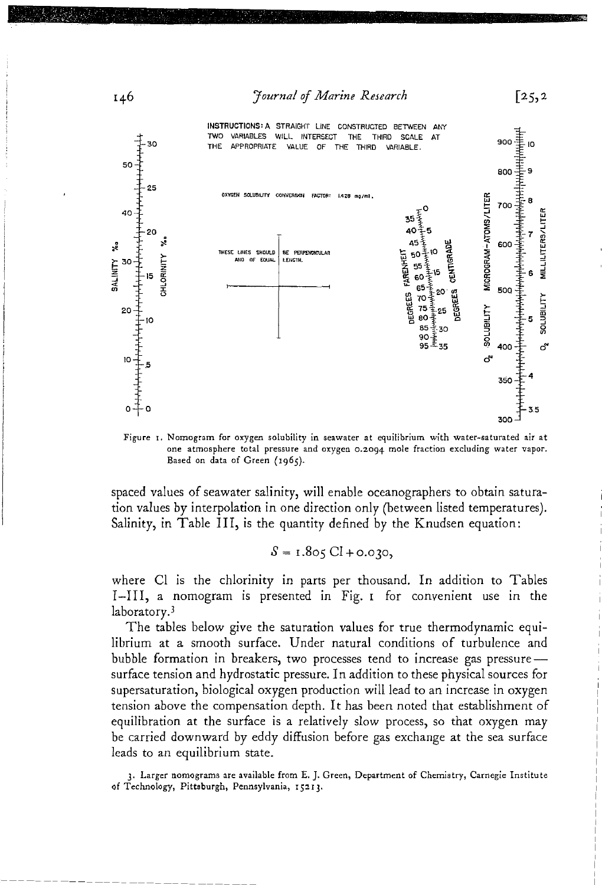INSTRUCTIONS: A STRAIGHT LINE CONSTRUCTED BETWEEN ANY TWO VARIABLES WILL INTERSECT THE THIRD SCALE AT THE APPROPRIATE VALUE OF THE THIRD VARIABLE.

OXYGEN SOLUBILITY CONVERSION FACTOR: 1.429 mg/ml.

THESE LINES SHOULD BE PERPENDICULAR AND OF EQUAL LENGTH.

Figure 1. Nomogram for oxygen solubility in seawater at equilibrium with water-saturated air at one atmosphere total pressure and oxygen 0.2094 mole fraction excluding water vapor. Based on data of Green (1965).

spaced values of seawater salinity, will enable oceanographers to obtain saturation values by interpolation in one direction only (between listed temperatures). Salinity, in Table III, is the quantity defined by the Knudsen equation:

$$S = 1.805 \,\mathrm{Cl} + 0.030,$$

where Cl is the chlorinity in parts per thousand. In addition to Tables I–III, a nomogram is presented in Fig. 1 for convenient use in the laboratory.[3]

The tables below give the saturation values for true thermodynamic equilibrium at a smooth surface. Under natural conditions of turbulence and bubble formation in breakers, two processes tend to increase gas pressure—surface tension and hydrostatic pressure. In addition to these physical sources for supersaturation, biological oxygen production will lead to an increase in oxygen tension above the compensation depth. It has been noted that establishment of equilibration at the surface is a relatively slow process, so that oxygen may be carried downward by eddy diffusion before gas exchange at the sea surface leads to an equilibrium state.

3. Larger nomograms are available from E. J. Green, Department of Chemistry, Carnegie Institute of Technology, Pittsburgh, Pennsylvania, 15213.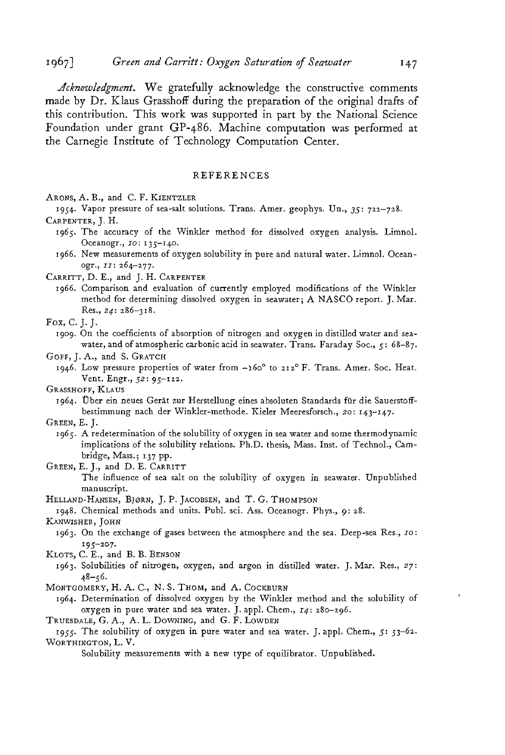*Acknowledgment.* We gratefully acknowledge the constructive comments made by Dr. Klaus Grasshoff during the preparation of the original drafts of this contribution. This work was supported in part by the National Science Foundation under grant GP-486. Machine computation was performed at the Carnegie Institute of Technology Computation Center.

## REFERENCES

ARONS, A. B., and C. F. KIENTZLER

1954. Vapor pressure of sea-salt solutions. Trans. Amer. geophys. Un., *35*: 722–728.

CARPENTER, J. H.

1965. The accuracy of the Winkler method for dissolved oxygen analysis. Limnol. Oceanogr., *10*: 135–140.

1966. New measurements of oxygen solubility in pure and natural water. Limnol. Oceanogr., *11*: 264–277.

CARRITT, D. E., and J. H. CARPENTER

1966. Comparison and evaluation of currently employed modifications of the Winkler method for determining dissolved oxygen in seawater; A NASCO report. J. Mar. Res., *24*: 286–318.

FOX, C. J. J.

1909. On the coefficients of absorption of nitrogen and oxygen in distilled water and seawater, and of atmospheric carbonic acid in seawater. Trans. Faraday Soc., *5*: 68–87.

GOFF, J. A., and S. GRATCH

1946. Low pressure properties of water from −160° to 212° F. Trans. Amer. Soc. Heat. Vent. Engr., *52*: 95–122.

GRASSHOFF, KLAUS

1964. Über ein neues Gerät zur Herstellung eines absoluten Standards für die Sauerstoffbestimmung nach der Winkler-methode. Kieler Meeresforsch., *20*: 143–147.

GREEN, E. J.

1965. A redetermination of the solubility of oxygen in sea water and some thermodynamic implications of the solubility relations. Ph.D. thesis, Mass. Inst. of Technol., Cambridge, Mass.; 137 pp.

GREEN, E. J., and D. E. CARRITT

The influence of sea salt on the solubility of oxygen in seawater. Unpublished manuscript.

HELLAND-HANSEN, BJØRN, J. P. JACOBSEN, and T. G. THOMPSON

1948. Chemical methods and units. Publ. sci. Ass. Oceanogr. Phys., *9*: 28.

KANWISHER, JOHN

1963. On the exchange of gases between the atmosphere and the sea. Deep-sea Res., *10*: 195–207.

KLOTS, C. E., and B. B. BENSON

1963. Solubilities of nitrogen, oxygen, and argon in distilled water. J. Mar. Res., *27*: 48–56.

MONTGOMERY, H. A. C., N. S. THOM, and A. COCKBURN

1964. Determination of dissolved oxygen by the Winkler method and the solubility of oxygen in pure water and sea water. J. appl. Chem., *14*: 280–296.

TRUESDALE, G. A., A. L. DOWNING, and G. F. LOWDEN

1955. The solubility of oxygen in pure water and sea water. J. appl. Chem., *5*: 53–62.

WORTHINGTON, L. V.

Solubility measurements with a new type of equilibrator. Unpublished.